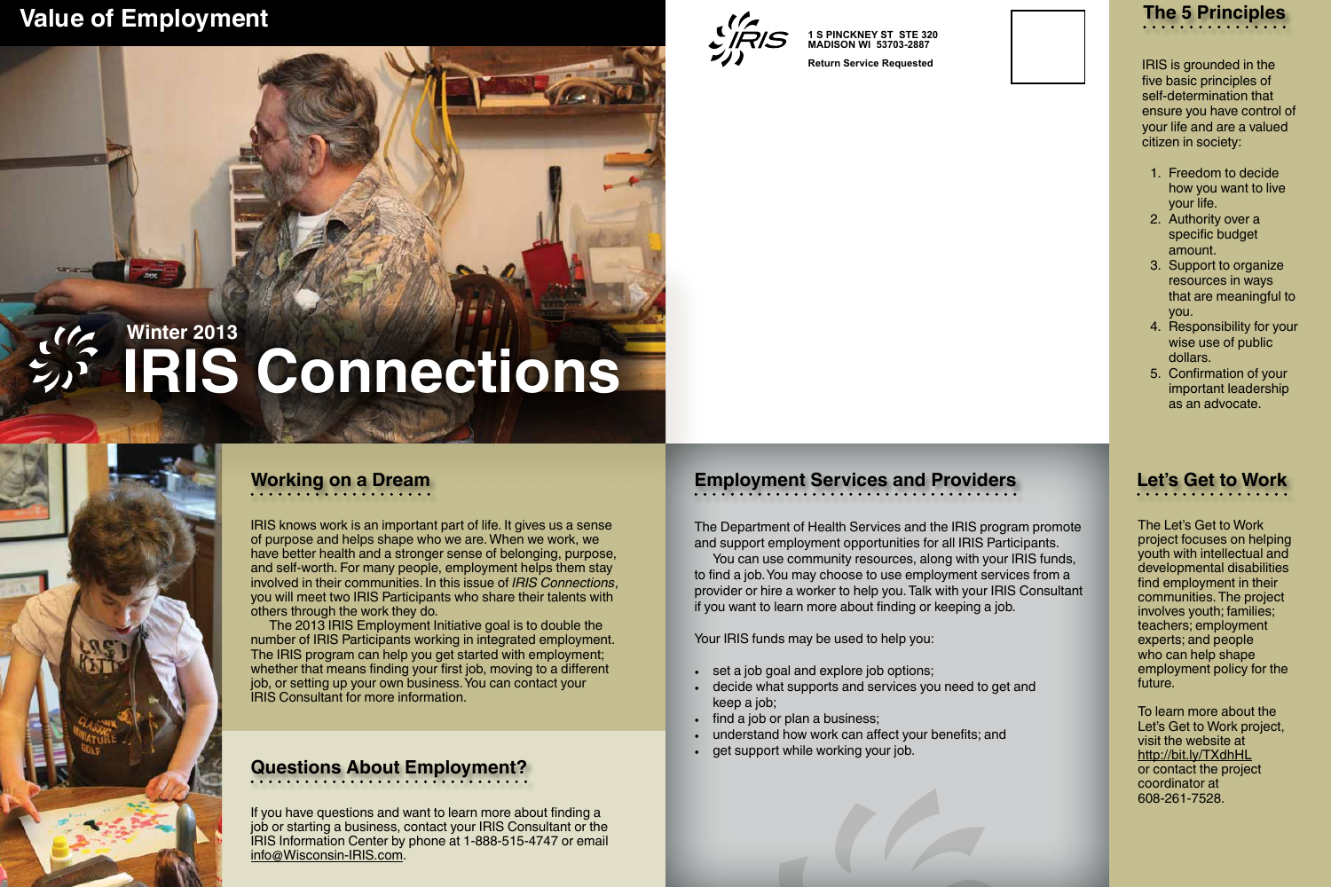## Value of Employment

Winter 2013

# IRIS Connections

IRIS
1 S PINCKNEY ST STE 320
MADISON WI 53703-2887

Return Service Requested

## The 5 Principles

IRIS is grounded in the five basic principles of self-determination that ensure you have control of your life and are a valued citizen in society:

1. Freedom to decide how you want to live your life.
2. Authority over a specific budget amount.
3. Support to organize resources in ways that are meaningful to you.
4. Responsibility for your wise use of public dollars.
5. Confirmation of your important leadership as an advocate.

## Working on a Dream

IRIS knows work is an important part of life. It gives us a sense of purpose and helps shape who we are. When we work, we have better health and a stronger sense of belonging, purpose, and self-worth. For many people, employment helps them stay involved in their communities. In this issue of *IRIS Connections*, you will meet two IRIS Participants who share their talents with others through the work they do.

The 2013 IRIS Employment Initiative goal is to double the number of IRIS Participants working in integrated employment. The IRIS program can help you get started with employment; whether that means finding your first job, moving to a different job, or setting up your own business. You can contact your IRIS Consultant for more information.

## Questions About Employment?

If you have questions and want to learn more about finding a job or starting a business, contact your IRIS Consultant or the IRIS Information Center by phone at 1-888-515-4747 or email info@Wisconsin-IRIS.com.

## Employment Services and Providers

The Department of Health Services and the IRIS program promote and support employment opportunities for all IRIS Participants.

You can use community resources, along with your IRIS funds, to find a job. You may choose to use employment services from a provider or hire a worker to help you. Talk with your IRIS Consultant if you want to learn more about finding or keeping a job.

Your IRIS funds may be used to help you:

- set a job goal and explore job options;
- decide what supports and services you need to get and keep a job;
- find a job or plan a business;
- understand how work can affect your benefits; and
- get support while working your job.

## Let's Get to Work

The Let's Get to Work project focuses on helping youth with intellectual and developmental disabilities find employment in their communities. The project involves youth; families; teachers; employment experts; and people who can help shape employment policy for the future.

To learn more about the Let's Get to Work project, visit the website at http://bit.ly/TXdhHL or contact the project coordinator at 608-261-7528.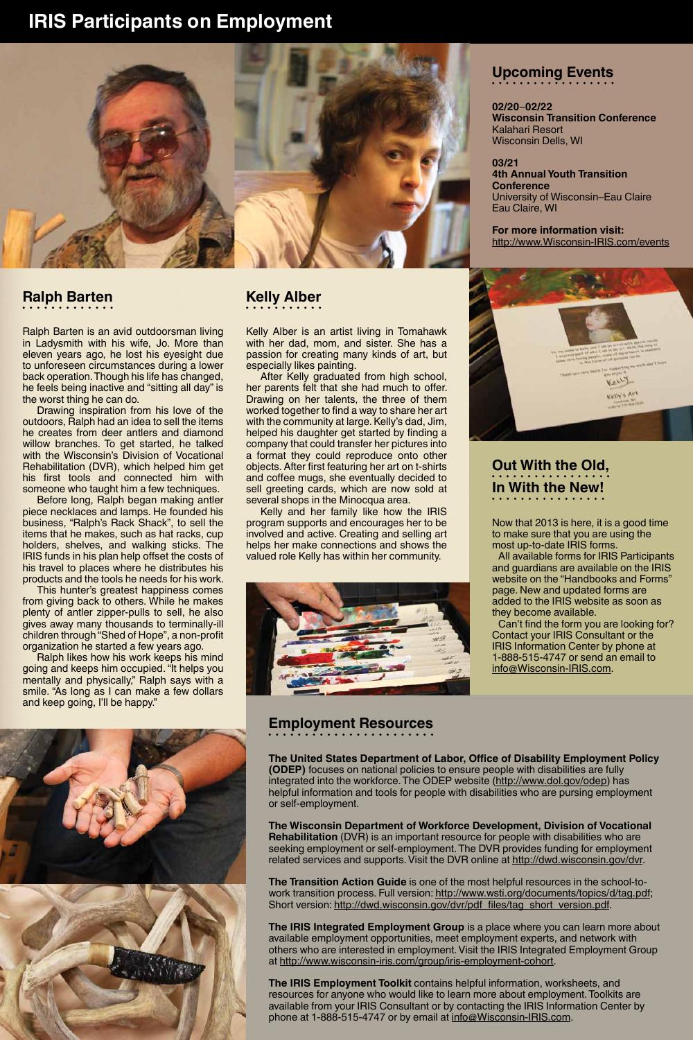# IRIS Participants on Employment

## Ralph Barten

Ralph Barten is an avid outdoorsman living in Ladysmith with his wife, Jo. More than eleven years ago, he lost his eyesight due to unforeseen circumstances during a lower back operation. Though his life has changed, he feels being inactive and "sitting all day" is the worst thing he can do.

Drawing inspiration from his love of the outdoors, Ralph had an idea to sell the items he creates from deer antlers and diamond willow branches. To get started, he talked with the Wisconsin's Division of Vocational Rehabilitation (DVR), which helped him get his first tools and connected him with someone who taught him a few techniques.

Before long, Ralph began making antler piece necklaces and lamps. He founded his business, "Ralph's Rack Shack", to sell the items that he makes, such as hat racks, cup holders, shelves, and walking sticks. The IRIS funds in his plan help offset the costs of his travel to places where he distributes his products and the tools he needs for his work.

This hunter's greatest happiness comes from giving back to others. While he makes plenty of antler zipper-pulls to sell, he also gives away many thousands to terminally-ill children through "Shed of Hope", a non-profit organization he started a few years ago.

Ralph likes how his work keeps his mind going and keeps him occupied. "It helps you mentally and physically," Ralph says with a smile. "As long as I can make a few dollars and keep going, I'll be happy."

## Kelly Alber

Kelly Alber is an artist living in Tomahawk with her dad, mom, and sister. She has a passion for creating many kinds of art, but especially likes painting.

After Kelly graduated from high school, her parents felt that she had much to offer. Drawing on her talents, the three of them worked together to find a way to share her art with the community at large. Kelly's dad, Jim, helped his daughter get started by finding a company that could transfer her pictures into a format they could reproduce onto other objects. After first featuring her art on t-shirts and coffee mugs, she eventually decided to sell greeting cards, which are now sold at several shops in the Minocqua area.

Kelly and her family like how the IRIS program supports and encourages her to be involved and active. Creating and selling art helps her make connections and shows the valued role Kelly has within her community.

## Upcoming Events

**02/20–02/22**
**Wisconsin Transition Conference**
Kalahari Resort
Wisconsin Dells, WI

**03/21**
**4th Annual Youth Transition Conference**
University of Wisconsin–Eau Claire
Eau Claire, WI

**For more information visit:**
http://www.Wisconsin-IRIS.com/events

## Out With the Old, In With the New!

Now that 2013 is here, it is a good time to make sure that you are using the most up-to-date IRIS forms.

All available forms for IRIS Participants and guardians are available on the IRIS website on the "Handbooks and Forms" page. New and updated forms are added to the IRIS website as soon as they become available.

Can't find the form you are looking for? Contact your IRIS Consultant or the IRIS Information Center by phone at 1-888-515-4747 or send an email to info@Wisconsin-IRIS.com.

## Employment Resources

**The United States Department of Labor, Office of Disability Employment Policy (ODEP)** focuses on national policies to ensure people with disabilities are fully integrated into the workforce. The ODEP website (http://www.dol.gov/odep) has helpful information and tools for people with disabilities who are pursing employment or self-employment.

**The Wisconsin Department of Workforce Development, Division of Vocational Rehabilitation** (DVR) is an important resource for people with disabilities who are seeking employment or self-employment. The DVR provides funding for employment related services and supports. Visit the DVR online at http://dwd.wisconsin.gov/dvr.

**The Transition Action Guide** is one of the most helpful resources in the school-to-work transition process. Full version: http://www.wsti.org/documents/topics/d/tag.pdf; Short version: http://dwd.wisconsin.gov/dvr/pdf_files/tag_short_version.pdf.

**The IRIS Integrated Employment Group** is a place where you can learn more about available employment opportunities, meet employment experts, and network with others who are interested in employment. Visit the IRIS Integrated Employment Group at http://www.wisconsin-iris.com/group/iris-employment-cohort.

**The IRIS Employment Toolkit** contains helpful information, worksheets, and resources for anyone who would like to learn more about employment. Toolkits are available from your IRIS Consultant or by contacting the IRIS Information Center by phone at 1-888-515-4747 or by email at info@Wisconsin-IRIS.com.